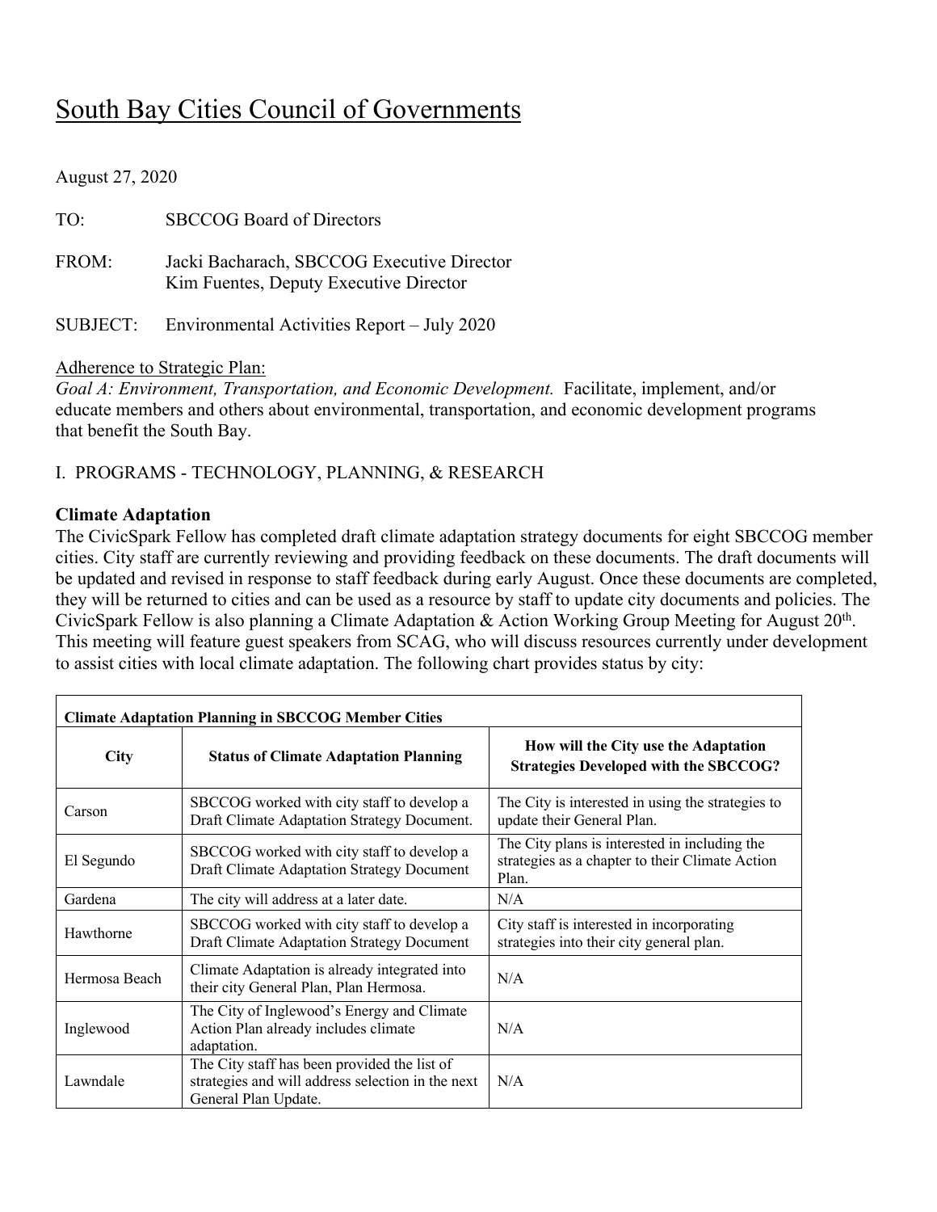# South Bay Cities Council of Governments

August 27, 2020

TO: SBCCOG Board of Directors

FROM: Jacki Bacharach, SBCCOG Executive Director
Kim Fuentes, Deputy Executive Director

SUBJECT: Environmental Activities Report – July 2020

Adherence to Strategic Plan:
*Goal A: Environment, Transportation, and Economic Development.* Facilitate, implement, and/or educate members and others about environmental, transportation, and economic development programs that benefit the South Bay.

## I. PROGRAMS - TECHNOLOGY, PLANNING, & RESEARCH

### Climate Adaptation

The CivicSpark Fellow has completed draft climate adaptation strategy documents for eight SBCCOG member cities. City staff are currently reviewing and providing feedback on these documents. The draft documents will be updated and revised in response to staff feedback during early August. Once these documents are completed, they will be returned to cities and can be used as a resource by staff to update city documents and policies. The CivicSpark Fellow is also planning a Climate Adaptation & Action Working Group Meeting for August 20th. This meeting will feature guest speakers from SCAG, who will discuss resources currently under development to assist cities with local climate adaptation. The following chart provides status by city:

| Climate Adaptation Planning in SBCCOG Member Cities | | |
|---|---|---|
| **City** | **Status of Climate Adaptation Planning** | **How will the City use the Adaptation Strategies Developed with the SBCCOG?** |
| Carson | SBCCOG worked with city staff to develop a Draft Climate Adaptation Strategy Document. | The City is interested in using the strategies to update their General Plan. |
| El Segundo | SBCCOG worked with city staff to develop a Draft Climate Adaptation Strategy Document | The City plans is interested in including the strategies as a chapter to their Climate Action Plan. |
| Gardena | The city will address at a later date. | N/A |
| Hawthorne | SBCCOG worked with city staff to develop a Draft Climate Adaptation Strategy Document | City staff is interested in incorporating strategies into their city general plan. |
| Hermosa Beach | Climate Adaptation is already integrated into their city General Plan, Plan Hermosa. | N/A |
| Inglewood | The City of Inglewood's Energy and Climate Action Plan already includes climate adaptation. | N/A |
| Lawndale | The City staff has been provided the list of strategies and will address selection in the next General Plan Update. | N/A |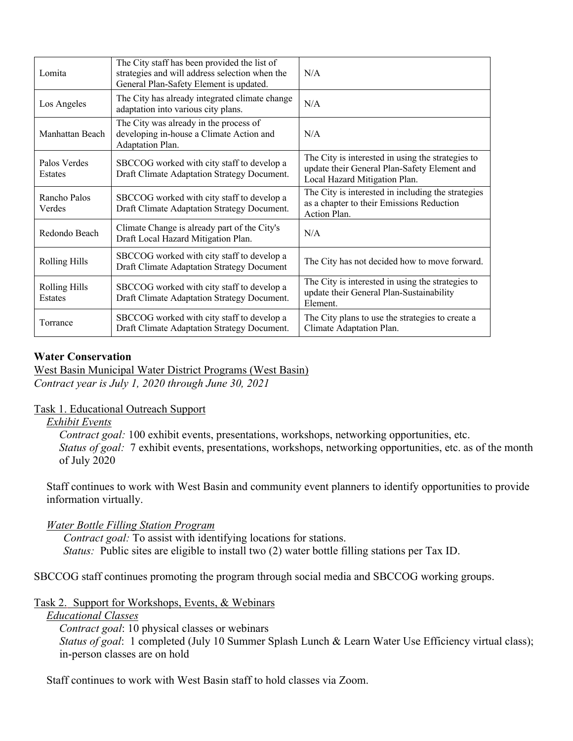| | | |
|---|---|---|
| Lomita | The City staff has been provided the list of strategies and will address selection when the General Plan-Safety Element is updated. | N/A |
| Los Angeles | The City has already integrated climate change adaptation into various city plans. | N/A |
| Manhattan Beach | The City was already in the process of developing in-house a Climate Action and Adaptation Plan. | N/A |
| Palos Verdes Estates | SBCCOG worked with city staff to develop a Draft Climate Adaptation Strategy Document. | The City is interested in using the strategies to update their General Plan-Safety Element and Local Hazard Mitigation Plan. |
| Rancho Palos Verdes | SBCCOG worked with city staff to develop a Draft Climate Adaptation Strategy Document. | The City is interested in including the strategies as a chapter to their Emissions Reduction Action Plan. |
| Redondo Beach | Climate Change is already part of the City's Draft Local Hazard Mitigation Plan. | N/A |
| Rolling Hills | SBCCOG worked with city staff to develop a Draft Climate Adaptation Strategy Document | The City has not decided how to move forward. |
| Rolling Hills Estates | SBCCOG worked with city staff to develop a Draft Climate Adaptation Strategy Document. | The City is interested in using the strategies to update their General Plan-Sustainability Element. |
| Torrance | SBCCOG worked with city staff to develop a Draft Climate Adaptation Strategy Document. | The City plans to use the strategies to create a Climate Adaptation Plan. |

**Water Conservation**

West Basin Municipal Water District Programs (West Basin)

*Contract year is July 1, 2020 through June 30, 2021*

Task 1. Educational Outreach Support

*Exhibit Events*

*Contract goal:* 100 exhibit events, presentations, workshops, networking opportunities, etc.
*Status of goal:* 7 exhibit events, presentations, workshops, networking opportunities, etc. as of the month of July 2020

Staff continues to work with West Basin and community event planners to identify opportunities to provide information virtually.

*Water Bottle Filling Station Program*

*Contract goal:* To assist with identifying locations for stations.
*Status:* Public sites are eligible to install two (2) water bottle filling stations per Tax ID.

SBCCOG staff continues promoting the program through social media and SBCCOG working groups.

Task 2. Support for Workshops, Events, & Webinars

*Educational Classes*

*Contract goal*: 10 physical classes or webinars
*Status of goal*: 1 completed (July 10 Summer Splash Lunch & Learn Water Use Efficiency virtual class); in-person classes are on hold

Staff continues to work with West Basin staff to hold classes via Zoom.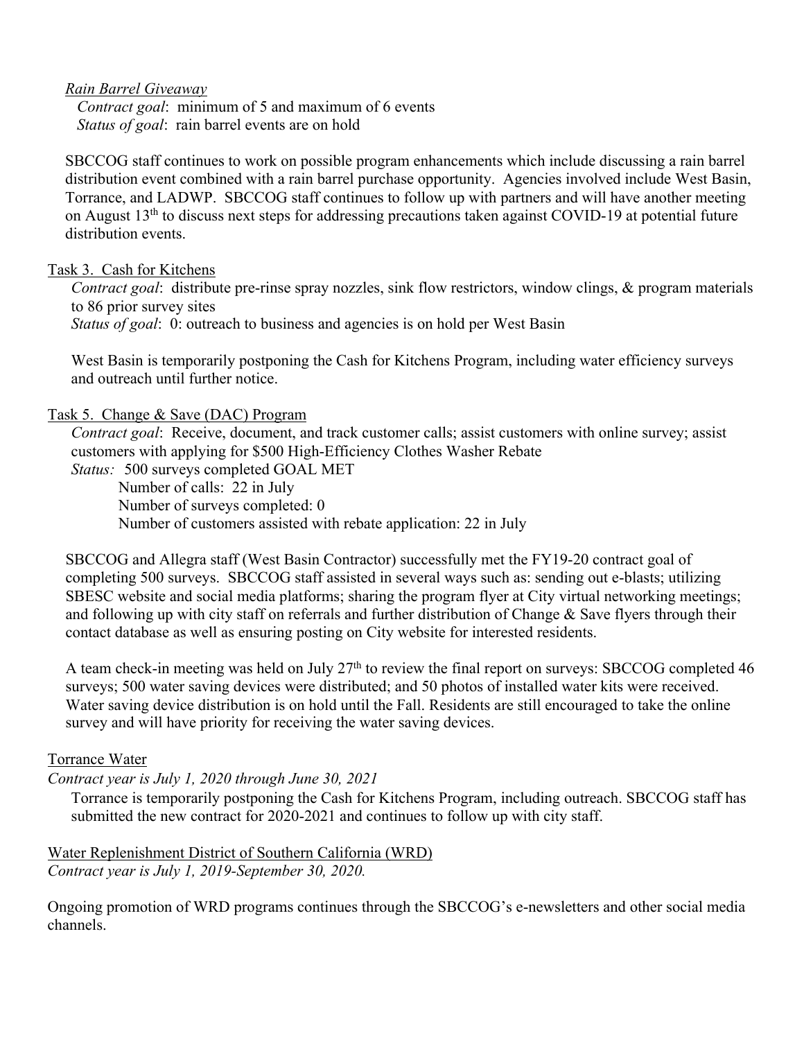*Rain Barrel Giveaway*

*Contract goal*: minimum of 5 and maximum of 6 events

*Status of goal*: rain barrel events are on hold

SBCCOG staff continues to work on possible program enhancements which include discussing a rain barrel distribution event combined with a rain barrel purchase opportunity. Agencies involved include West Basin, Torrance, and LADWP. SBCCOG staff continues to follow up with partners and will have another meeting on August 13th to discuss next steps for addressing precautions taken against COVID-19 at potential future distribution events.

Task 3. Cash for Kitchens

*Contract goal*: distribute pre-rinse spray nozzles, sink flow restrictors, window clings, & program materials to 86 prior survey sites

*Status of goal*: 0: outreach to business and agencies is on hold per West Basin

West Basin is temporarily postponing the Cash for Kitchens Program, including water efficiency surveys and outreach until further notice.

Task 5. Change & Save (DAC) Program

*Contract goal*: Receive, document, and track customer calls; assist customers with online survey; assist customers with applying for $500 High-Efficiency Clothes Washer Rebate

*Status:* 500 surveys completed GOAL MET

Number of calls: 22 in July

Number of surveys completed: 0

Number of customers assisted with rebate application: 22 in July

SBCCOG and Allegra staff (West Basin Contractor) successfully met the FY19-20 contract goal of completing 500 surveys. SBCCOG staff assisted in several ways such as: sending out e-blasts; utilizing SBESC website and social media platforms; sharing the program flyer at City virtual networking meetings; and following up with city staff on referrals and further distribution of Change & Save flyers through their contact database as well as ensuring posting on City website for interested residents.

A team check-in meeting was held on July 27th to review the final report on surveys: SBCCOG completed 46 surveys; 500 water saving devices were distributed; and 50 photos of installed water kits were received. Water saving device distribution is on hold until the Fall. Residents are still encouraged to take the online survey and will have priority for receiving the water saving devices.

Torrance Water

*Contract year is July 1, 2020 through June 30, 2021*

Torrance is temporarily postponing the Cash for Kitchens Program, including outreach. SBCCOG staff has submitted the new contract for 2020-2021 and continues to follow up with city staff.

Water Replenishment District of Southern California (WRD)

*Contract year is July 1, 2019-September 30, 2020.*

Ongoing promotion of WRD programs continues through the SBCCOG's e-newsletters and other social media channels.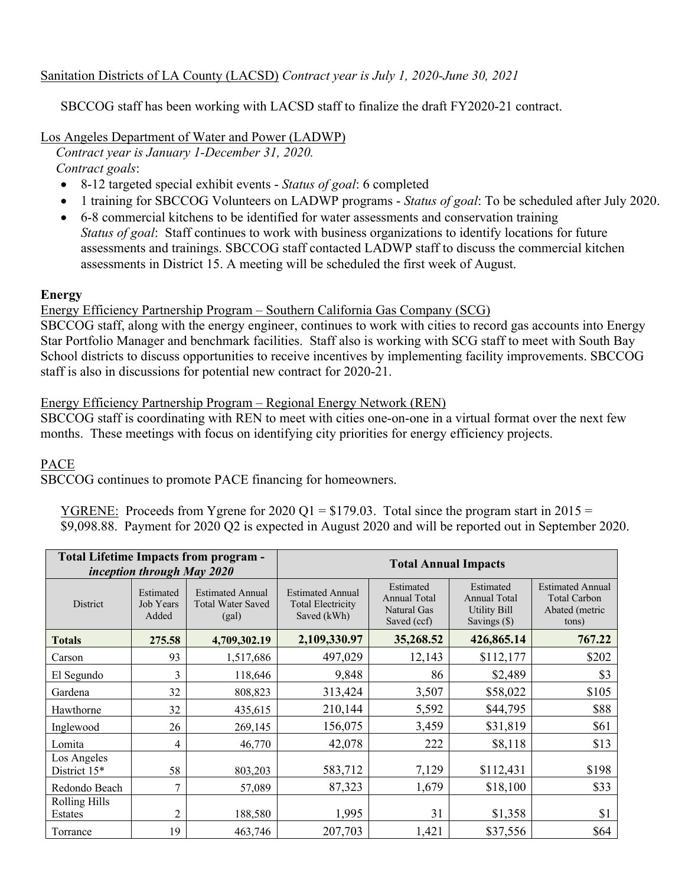Sanitation Districts of LA County (LACSD) *Contract year is July 1, 2020-June 30, 2021*

SBCCOG staff has been working with LACSD staff to finalize the draft FY2020-21 contract.

Los Angeles Department of Water and Power (LADWP)
*Contract year is January 1-December 31, 2020.*
*Contract goals*:

- 8-12 targeted special exhibit events - *Status of goal*: 6 completed
- 1 training for SBCCOG Volunteers on LADWP programs - *Status of goal*: To be scheduled after July 2020.
- 6-8 commercial kitchens to be identified for water assessments and conservation training
  *Status of goal*: Staff continues to work with business organizations to identify locations for future assessments and trainings. SBCCOG staff contacted LADWP staff to discuss the commercial kitchen assessments in District 15. A meeting will be scheduled the first week of August.

**Energy**

Energy Efficiency Partnership Program – Southern California Gas Company (SCG)
SBCCOG staff, along with the energy engineer, continues to work with cities to record gas accounts into Energy Star Portfolio Manager and benchmark facilities. Staff also is working with SCG staff to meet with South Bay School districts to discuss opportunities to receive incentives by implementing facility improvements. SBCCOG staff is also in discussions for potential new contract for 2020-21.

Energy Efficiency Partnership Program – Regional Energy Network (REN)
SBCCOG staff is coordinating with REN to meet with cities one-on-one in a virtual format over the next few months. These meetings with focus on identifying city priorities for energy efficiency projects.

PACE
SBCCOG continues to promote PACE financing for homeowners.

YGRENE: Proceeds from Ygrene for 2020 Q1 = $179.03. Total since the program start in 2015 = $9,098.88. Payment for 2020 Q2 is expected in August 2020 and will be reported out in September 2020.

| Total Lifetime Impacts from program - *inception through May 2020* | | | Total Annual Impacts | | | |
|---|---|---|---|---|---|---|
| District | Estimated Job Years Added | Estimated Annual Total Water Saved (gal) | Estimated Annual Total Electricity Saved (kWh) | Estimated Annual Total Natural Gas Saved (ccf) | Estimated Annual Total Utility Bill Savings ($) | Estimated Annual Total Carbon Abated (metric tons) |
| **Totals** | **275.58** | **4,709,302.19** | **2,109,330.97** | **35,268.52** | **426,865.14** | **767.22** |
| Carson | 93 | 1,517,686 | 497,029 | 12,143 | $112,177 | $202 |
| El Segundo | 3 | 118,646 | 9,848 | 86 | $2,489 | $3 |
| Gardena | 32 | 808,823 | 313,424 | 3,507 | $58,022 | $105 |
| Hawthorne | 32 | 435,615 | 210,144 | 5,592 | $44,795 | $88 |
| Inglewood | 26 | 269,145 | 156,075 | 3,459 | $31,819 | $61 |
| Lomita | 4 | 46,770 | 42,078 | 222 | $8,118 | $13 |
| Los Angeles District 15* | 58 | 803,203 | 583,712 | 7,129 | $112,431 | $198 |
| Redondo Beach | 7 | 57,089 | 87,323 | 1,679 | $18,100 | $33 |
| Rolling Hills Estates | 2 | 188,580 | 1,995 | 31 | $1,358 | $1 |
| Torrance | 19 | 463,746 | 207,703 | 1,421 | $37,556 | $64 |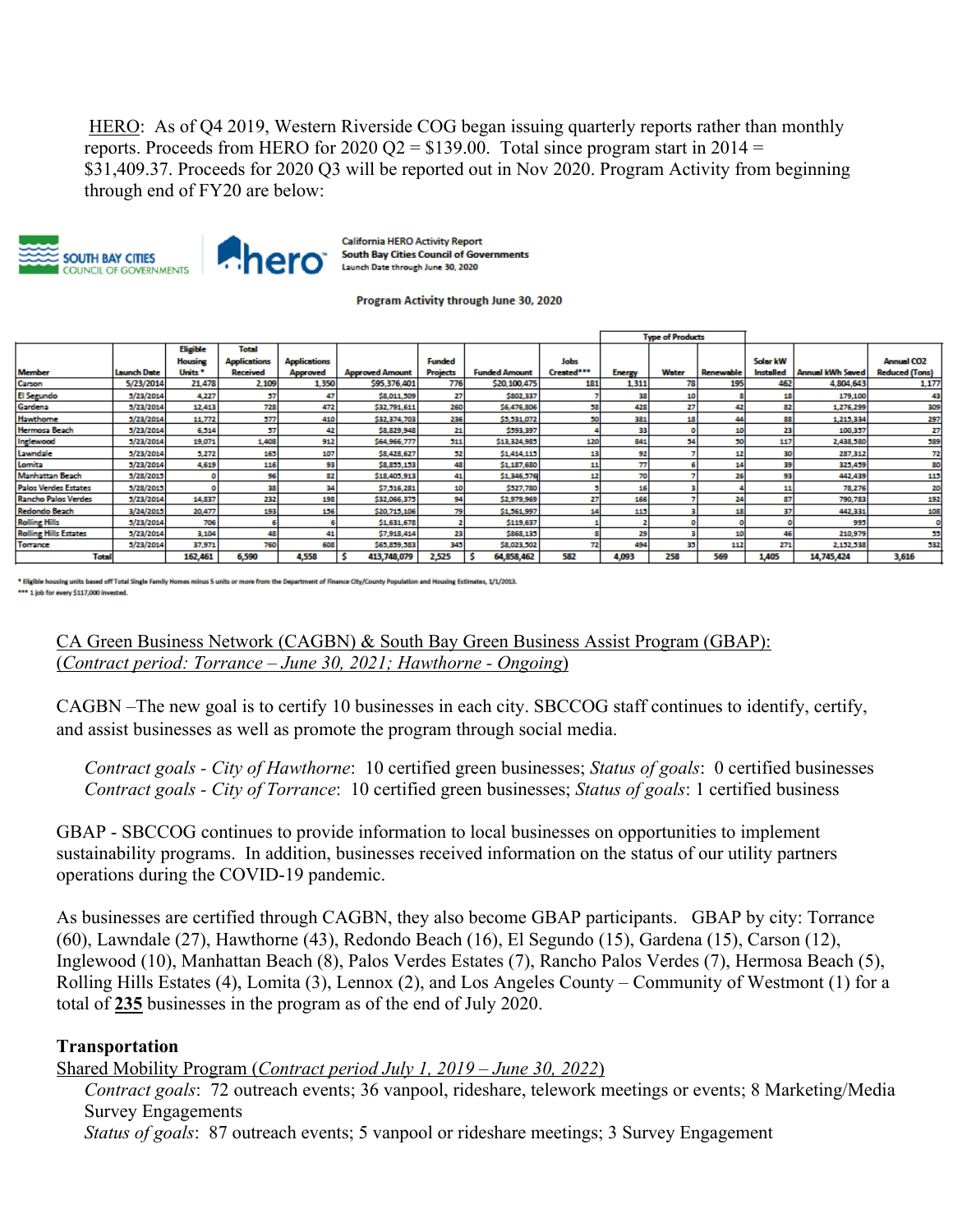HERO: As of Q4 2019, Western Riverside COG began issuing quarterly reports rather than monthly reports. Proceeds from HERO for 2020 Q2 = $139.00. Total since program start in 2014 = $31,409.37. Proceeds for 2020 Q3 will be reported out in Nov 2020. Program Activity from beginning through end of FY20 are below:

SOUTH BAY CITIES COUNCIL OF GOVERNMENTS | hero

California HERO Activity Report
South Bay Cities Council of Governments
Launch Date through June 30, 2020

Program Activity through June 30, 2020

| | | | | | | | | | Type of Products | | | | | |
|---|---|---|---|---|---|---|---|---|---|---|---|---|---|---|
| Member | Launch Date | Eligible Housing Units * | Total Applications Received | Applications Approved | Approved Amount | Funded Projects | Funded Amount | Jobs Created*** | Energy | Water | Renewable | Solar kW Installed | Annual kWh Saved | Annual CO2 Reduced (Tons) |
| Carson | 5/23/2014 | 21,478 | 2,109 | 1,350 | $95,376,401 | 776 | $20,100,475 | 181 | 1,311 | 78 | 195 | 462 | 4,804,643 | 1,177 |
| El Segundo | 5/23/2014 | 4,227 | 57 | 47 | $8,011,509 | 27 | $802,337 | 7 | 38 | 10 | 8 | 18 | 179,100 | 43 |
| Gardena | 5/23/2014 | 12,413 | 728 | 472 | $32,791,611 | 260 | $6,476,806 | 58 | 428 | 27 | 42 | 82 | 1,276,299 | 309 |
| Hawthorne | 5/23/2014 | 11,772 | 577 | 410 | $32,374,703 | 236 | $5,531,072 | 50 | 381 | 18 | 44 | 88 | 1,215,334 | 297 |
| Hermosa Beach | 5/23/2014 | 6,514 | 57 | 42 | $8,829,948 | 21 | $593,397 | 4 | 33 | 0 | 10 | 23 | 100,357 | 27 |
| Inglewood | 5/23/2014 | 19,071 | 1,408 | 912 | $64,966,777 | 511 | $13,324,985 | 120 | 841 | 54 | 50 | 117 | 2,438,580 | 589 |
| Lawndale | 5/23/2014 | 5,272 | 165 | 107 | $8,428,627 | 52 | $1,414,115 | 13 | 92 | 7 | 12 | 30 | 287,312 | 72 |
| Lomita | 5/23/2014 | 4,619 | 116 | 93 | $8,855,153 | 48 | $1,187,680 | 11 | 77 | 6 | 14 | 39 | 325,459 | 80 |
| Manhattan Beach | 5/28/2015 | 0 | 96 | 82 | $18,405,913 | 41 | $1,346,576 | 12 | 70 | 7 | 26 | 93 | 442,439 | 115 |
| Palos Verdes Estates | 5/28/2015 | 0 | 38 | 34 | $7,516,281 | 10 | $527,780 | 5 | 16 | 3 | 4 | 11 | 78,276 | 20 |
| Rancho Palos Verdes | 5/23/2014 | 14,837 | 232 | 198 | $32,066,375 | 94 | $2,979,969 | 27 | 166 | 7 | 24 | 87 | 790,783 | 192 |
| Redondo Beach | 3/24/2015 | 20,477 | 193 | 156 | $20,715,106 | 79 | $1,561,997 | 14 | 115 | 3 | 18 | 37 | 442,331 | 108 |
| Rolling Hills | 5/23/2014 | 706 | 6 | 6 | $1,631,678 | 2 | $119,637 | 1 | 2 | 0 | 0 | 0 | 995 | 0 |
| Rolling Hills Estates | 5/23/2014 | 3,104 | 48 | 41 | $7,918,414 | 23 | $868,135 | 8 | 29 | 3 | 10 | 46 | 210,979 | 55 |
| Torrance | 5/23/2014 | 37,971 | 760 | 608 | $65,859,583 | 345 | $8,023,502 | 72 | 494 | 35 | 112 | 271 | 2,152,538 | 532 |
| Total | | 162,461 | 6,590 | 4,558 | $ 413,748,079 | 2,525 | $ 64,858,462 | 582 | 4,093 | 258 | 569 | 1,405 | 14,745,424 | 3,616 |

\* Eligible housing units based off Total Single Family Homes minus 5 units or more from the Department of Finance City/County Population and Housing Estimates, 1/1/2013.
\*\*\* 1 job for every $117,000 invested.

CA Green Business Network (CAGBN) & South Bay Green Business Assist Program (GBAP): (*Contract period: Torrance – June 30, 2021; Hawthorne - Ongoing*)

CAGBN –The new goal is to certify 10 businesses in each city. SBCCOG staff continues to identify, certify, and assist businesses as well as promote the program through social media.

*Contract goals - City of Hawthorne*: 10 certified green businesses; *Status of goals*: 0 certified businesses
*Contract goals - City of Torrance*: 10 certified green businesses; *Status of goals*: 1 certified business

GBAP - SBCCOG continues to provide information to local businesses on opportunities to implement sustainability programs. In addition, businesses received information on the status of our utility partners operations during the COVID-19 pandemic.

As businesses are certified through CAGBN, they also become GBAP participants. GBAP by city: Torrance (60), Lawndale (27), Hawthorne (43), Redondo Beach (16), El Segundo (15), Gardena (15), Carson (12), Inglewood (10), Manhattan Beach (8), Palos Verdes Estates (7), Rancho Palos Verdes (7), Hermosa Beach (5), Rolling Hills Estates (4), Lomita (3), Lennox (2), and Los Angeles County – Community of Westmont (1) for a total of **235** businesses in the program as of the end of July 2020.

**Transportation**

Shared Mobility Program (*Contract period July 1, 2019 – June 30, 2022*)

*Contract goals*: 72 outreach events; 36 vanpool, rideshare, telework meetings or events; 8 Marketing/Media Survey Engagements
*Status of goals*: 87 outreach events; 5 vanpool or rideshare meetings; 3 Survey Engagement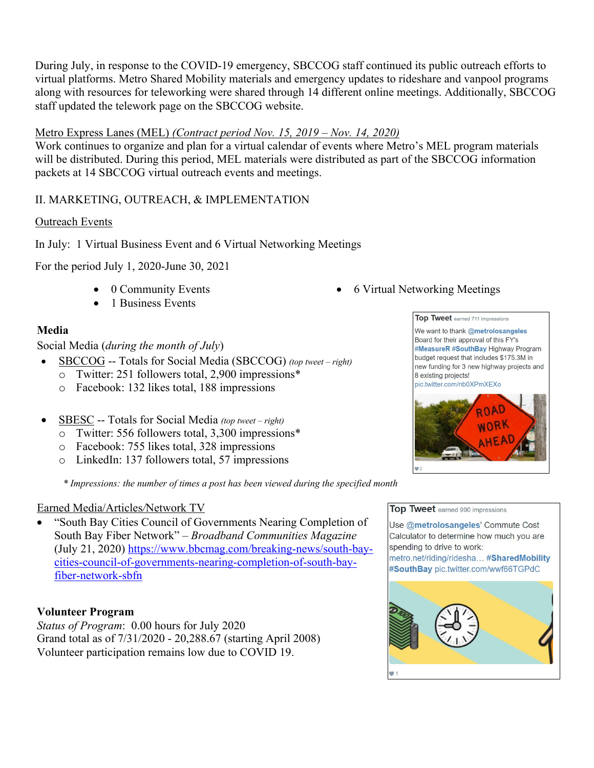During July, in response to the COVID-19 emergency, SBCCOG staff continued its public outreach efforts to virtual platforms. Metro Shared Mobility materials and emergency updates to rideshare and vanpool programs along with resources for teleworking were shared through 14 different online meetings. Additionally, SBCCOG staff updated the telework page on the SBCCOG website.

Metro Express Lanes (MEL) *(Contract period Nov. 15, 2019 – Nov. 14, 2020)*
Work continues to organize and plan for a virtual calendar of events where Metro's MEL program materials will be distributed. During this period, MEL materials were distributed as part of the SBCCOG information packets at 14 SBCCOG virtual outreach events and meetings.

## II. MARKETING, OUTREACH, & IMPLEMENTATION

Outreach Events

In July: 1 Virtual Business Event and 6 Virtual Networking Meetings

For the period July 1, 2020-June 30, 2021

- 0 Community Events
- 1 Business Events
- 6 Virtual Networking Meetings

### Media

Social Media (*during the month of July*)

- SBCCOG -- Totals for Social Media (SBCCOG) *(top tweet – right)*
  - Twitter: 251 followers total, 2,900 impressions*
  - Facebook: 132 likes total, 188 impressions

- SBESC -- Totals for Social Media *(top tweet – right)*
  - Twitter: 556 followers total, 3,300 impressions*
  - Facebook: 755 likes total, 328 impressions
  - LinkedIn: 137 followers total, 57 impressions

*\* Impressions: the number of times a post has been viewed during the specified month*

Top Tweet earned 711 impressions

We want to thank @metrolosangeles Board for their approval of this FY's #MeasureR #SouthBay Highway Program budget request that includes $175.3M in new funding for 3 new highway projects and 8 existing projects! pic.twitter.com/nb0XPmXEXo

Top Tweet earned 990 impressions

Use @metrolosangeles' Commute Cost Calculator to determine how much you are spending to drive to work: metro.net/riding/ridesha… #SharedMobility #SouthBay pic.twitter.com/wwf66TGPdC

Earned Media/Articles/Network TV

- "South Bay Cities Council of Governments Nearing Completion of South Bay Fiber Network" – *Broadband Communities Magazine* (July 21, 2020) https://www.bbcmag.com/breaking-news/south-bay-cities-council-of-governments-nearing-completion-of-south-bay-fiber-network-sbfn

### Volunteer Program

*Status of Program*: 0.00 hours for July 2020
Grand total as of 7/31/2020 - 20,288.67 (starting April 2008)
Volunteer participation remains low due to COVID 19.